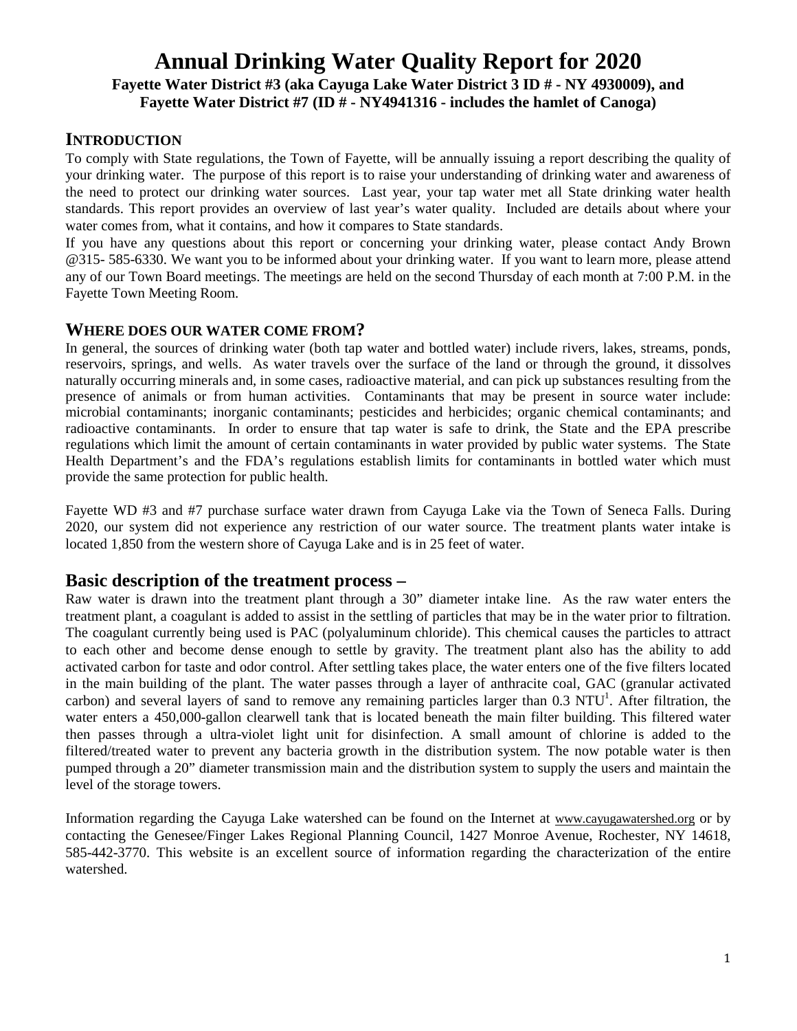# Annual Drinking Water Quality Report for 2020

**Fayette Water District #3 (aka Cayuga Lake Water District 3 ID # - NY 4930009), and Fayette Water District #7 (ID # - NY4941316 - includes the hamlet of Canoga)**

## INTRODUCTION

To comply with State regulations, the Town of Fayette, will be annually issuing a report describing the quality of your drinking water. The purpose of this report is to raise your understanding of drinking water and awareness of the need to protect our drinking water sources. Last year, your tap water met all State drinking water health standards. This report provides an overview of last year's water quality. Included are details about where your water comes from, what it contains, and how it compares to State standards.

If you have any questions about this report or concerning your drinking water, please contact Andy Brown @315- 585-6330. We want you to be informed about your drinking water. If you want to learn more, please attend any of our Town Board meetings. The meetings are held on the second Thursday of each month at 7:00 P.M. in the Fayette Town Meeting Room.

## WHERE DOES OUR WATER COME FROM?

In general, the sources of drinking water (both tap water and bottled water) include rivers, lakes, streams, ponds, reservoirs, springs, and wells. As water travels over the surface of the land or through the ground, it dissolves naturally occurring minerals and, in some cases, radioactive material, and can pick up substances resulting from the presence of animals or from human activities. Contaminants that may be present in source water include: microbial contaminants; inorganic contaminants; pesticides and herbicides; organic chemical contaminants; and radioactive contaminants. In order to ensure that tap water is safe to drink, the State and the EPA prescribe regulations which limit the amount of certain contaminants in water provided by public water systems. The State Health Department's and the FDA's regulations establish limits for contaminants in bottled water which must provide the same protection for public health.

Fayette WD #3 and #7 purchase surface water drawn from Cayuga Lake via the Town of Seneca Falls. During 2020, our system did not experience any restriction of our water source. The treatment plants water intake is located 1,850 from the western shore of Cayuga Lake and is in 25 feet of water.

## Basic description of the treatment process –

Raw water is drawn into the treatment plant through a 30" diameter intake line. As the raw water enters the treatment plant, a coagulant is added to assist in the settling of particles that may be in the water prior to filtration. The coagulant currently being used is PAC (polyaluminum chloride). This chemical causes the particles to attract to each other and become dense enough to settle by gravity. The treatment plant also has the ability to add activated carbon for taste and odor control. After settling takes place, the water enters one of the five filters located in the main building of the plant. The water passes through a layer of anthracite coal, GAC (granular activated carbon) and several layers of sand to remove any remaining particles larger than 0.3 NTU[1]. After filtration, the water enters a 450,000-gallon clearwell tank that is located beneath the main filter building. This filtered water then passes through a ultra-violet light unit for disinfection. A small amount of chlorine is added to the filtered/treated water to prevent any bacteria growth in the distribution system. The now potable water is then pumped through a 20" diameter transmission main and the distribution system to supply the users and maintain the level of the storage towers.

Information regarding the Cayuga Lake watershed can be found on the Internet at www.cayugawatershed.org or by contacting the Genesee/Finger Lakes Regional Planning Council, 1427 Monroe Avenue, Rochester, NY 14618, 585-442-3770. This website is an excellent source of information regarding the characterization of the entire watershed.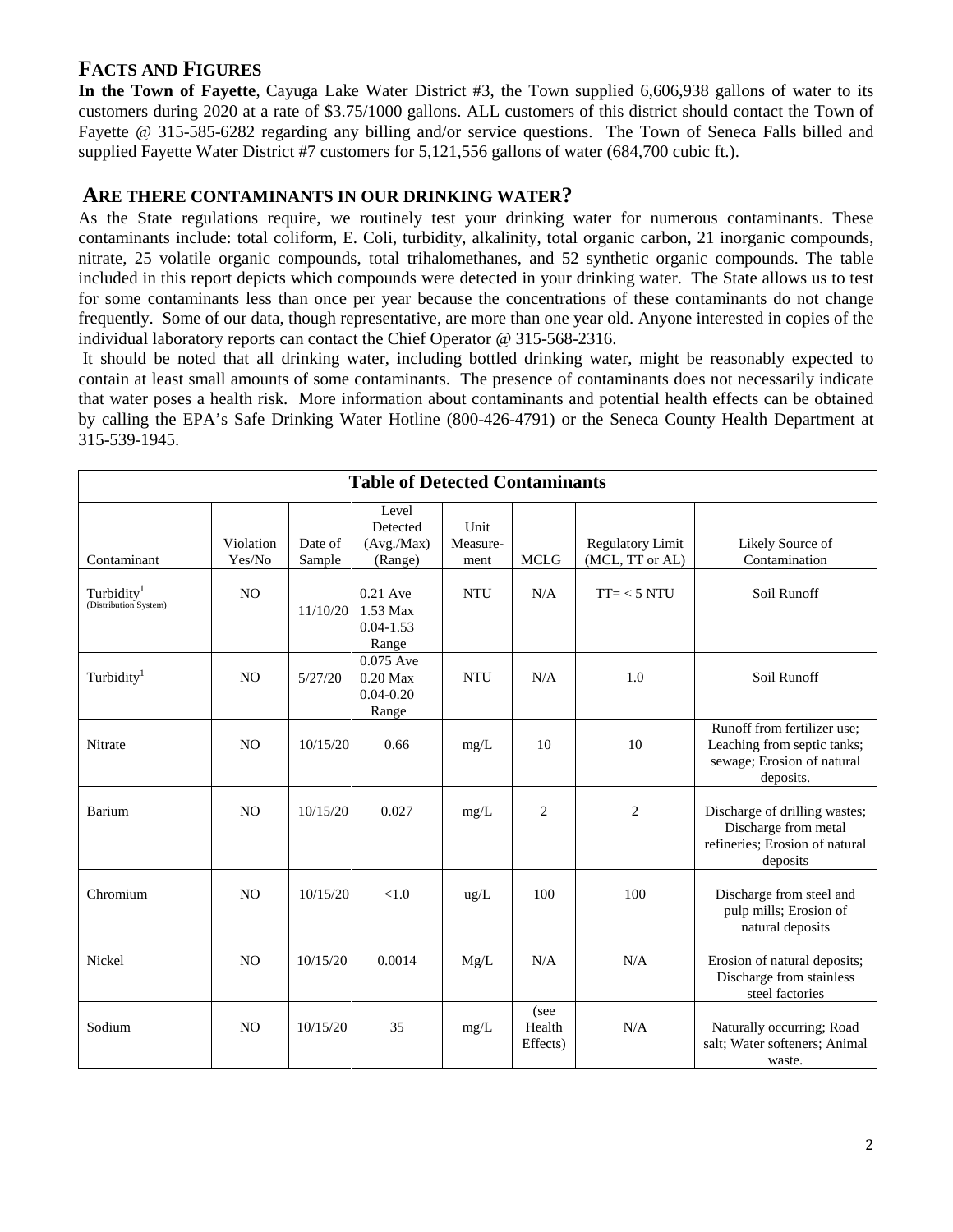## Facts and Figures

**In the Town of Fayette**, Cayuga Lake Water District #3, the Town supplied 6,606,938 gallons of water to its customers during 2020 at a rate of $3.75/1000 gallons. ALL customers of this district should contact the Town of Fayette @ 315-585-6282 regarding any billing and/or service questions. The Town of Seneca Falls billed and supplied Fayette Water District #7 customers for 5,121,556 gallons of water (684,700 cubic ft.).

## Are there contaminants in our drinking water?

As the State regulations require, we routinely test your drinking water for numerous contaminants. These contaminants include: total coliform, E. Coli, turbidity, alkalinity, total organic carbon, 21 inorganic compounds, nitrate, 25 volatile organic compounds, total trihalomethanes, and 52 synthetic organic compounds. The table included in this report depicts which compounds were detected in your drinking water. The State allows us to test for some contaminants less than once per year because the concentrations of these contaminants do not change frequently. Some of our data, though representative, are more than one year old. Anyone interested in copies of the individual laboratory reports can contact the Chief Operator @ 315-568-2316.

It should be noted that all drinking water, including bottled drinking water, might be reasonably expected to contain at least small amounts of some contaminants. The presence of contaminants does not necessarily indicate that water poses a health risk. More information about contaminants and potential health effects can be obtained by calling the EPA's Safe Drinking Water Hotline (800-426-4791) or the Seneca County Health Department at 315-539-1945.

| Table of Detected Contaminants | | | | | | | |
|---|---|---|---|---|---|---|---|
| Contaminant | Violation Yes/No | Date of Sample | Level Detected (Avg./Max) (Range) | Unit Measure-ment | MCLG | Regulatory Limit (MCL, TT or AL) | Likely Source of Contamination |
| Turbidity[1] (Distribution System) | NO | 11/10/20 | 0.21 Ave 1.53 Max 0.04-1.53 Range | NTU | N/A | TT= < 5 NTU | Soil Runoff |
| Turbidity[1] | NO | 5/27/20 | 0.075 Ave 0.20 Max 0.04-0.20 Range | NTU | N/A | 1.0 | Soil Runoff |
| Nitrate | NO | 10/15/20 | 0.66 | mg/L | 10 | 10 | Runoff from fertilizer use; Leaching from septic tanks; sewage; Erosion of natural deposits. |
| Barium | NO | 10/15/20 | 0.027 | mg/L | 2 | 2 | Discharge of drilling wastes; Discharge from metal refineries; Erosion of natural deposits |
| Chromium | NO | 10/15/20 | <1.0 | ug/L | 100 | 100 | Discharge from steel and pulp mills; Erosion of natural deposits |
| Nickel | NO | 10/15/20 | 0.0014 | Mg/L | N/A | N/A | Erosion of natural deposits; Discharge from stainless steel factories |
| Sodium | NO | 10/15/20 | 35 | mg/L | (see Health Effects) | N/A | Naturally occurring; Road salt; Water softeners; Animal waste. |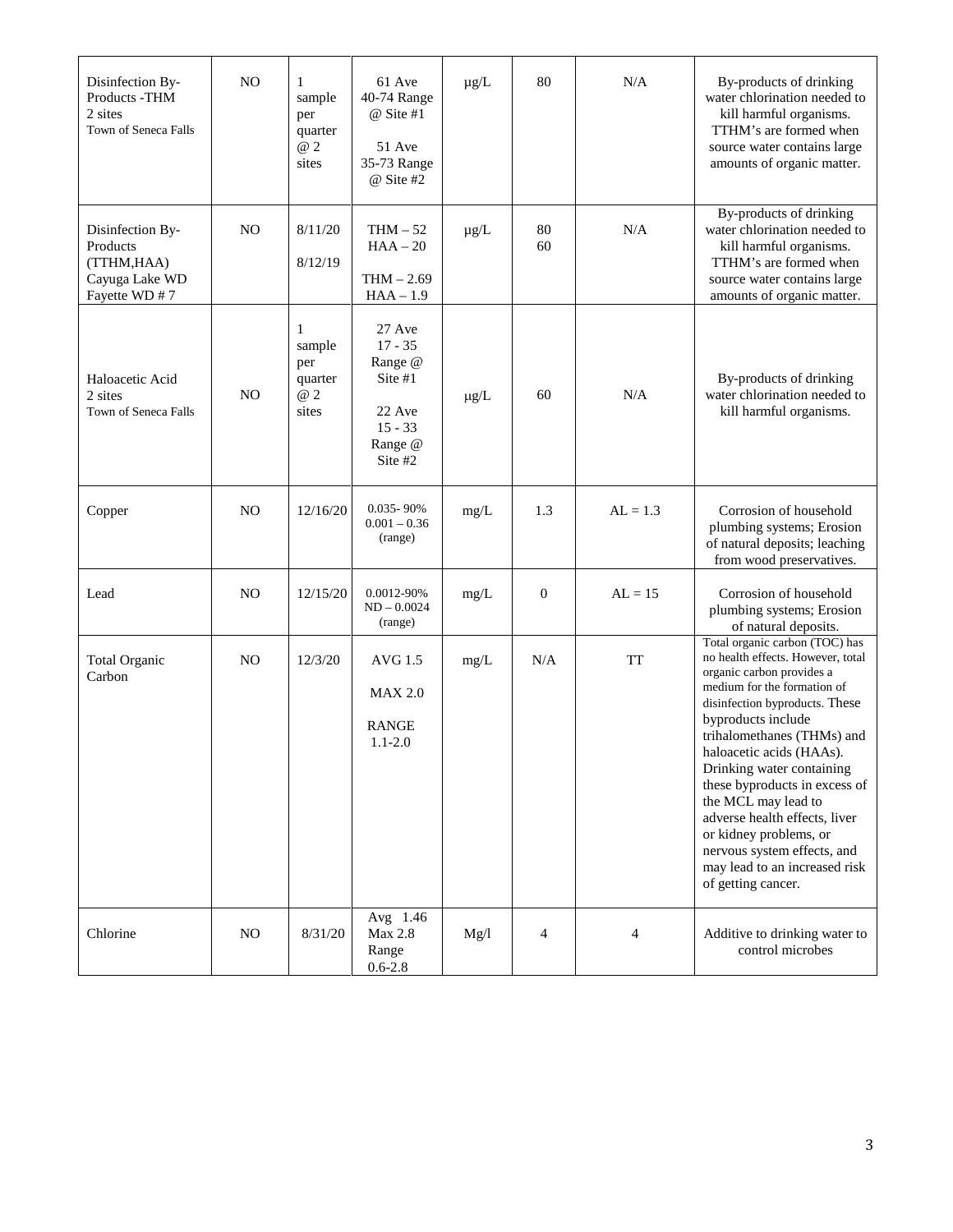| Disinfection By-Products -THM 2 sites Town of Seneca Falls | NO | 1 sample per quarter @ 2 sites | 61 Ave 40-74 Range @ Site #1<br><br>51 Ave 35-73 Range @ Site #2 | µg/L | 80 | N/A | By-products of drinking water chlorination needed to kill harmful organisms. TTHM's are formed when source water contains large amounts of organic matter. |
|---|---|---|---|---|---|---|---|
| Disinfection By-Products (TTHM,HAA) Cayuga Lake WD Fayette WD # 7 | NO | 8/11/20<br><br>8/12/19 | THM – 52 HAA – 20<br><br>THM – 2.69 HAA – 1.9 | µg/L | 80 60 | N/A | By-products of drinking water chlorination needed to kill harmful organisms. TTHM's are formed when source water contains large amounts of organic matter. |
| Haloacetic Acid 2 sites Town of Seneca Falls | NO | 1 sample per quarter @ 2 sites | 27 Ave 17 - 35 Range @ Site #1<br><br>22 Ave 15 - 33 Range @ Site #2 | µg/L | 60 | N/A | By-products of drinking water chlorination needed to kill harmful organisms. |
| Copper | NO | 12/16/20 | 0.035- 90% 0.001 – 0.36 (range) | mg/L | 1.3 | AL = 1.3 | Corrosion of household plumbing systems; Erosion of natural deposits; leaching from wood preservatives. |
| Lead | NO | 12/15/20 | 0.0012-90% ND – 0.0024 (range) | mg/L | 0 | AL = 15 | Corrosion of household plumbing systems; Erosion of natural deposits. |
| Total Organic Carbon | NO | 12/3/20 | AVG 1.5<br><br>MAX 2.0<br><br>RANGE 1.1-2.0 | mg/L | N/A | TT | Total organic carbon (TOC) has no health effects. However, total organic carbon provides a medium for the formation of disinfection byproducts. These byproducts include trihalomethanes (THMs) and haloacetic acids (HAAs). Drinking water containing these byproducts in excess of the MCL may lead to adverse health effects, liver or kidney problems, or nervous system effects, and may lead to an increased risk of getting cancer. |
| Chlorine | NO | 8/31/20 | Avg 1.46 Max 2.8 Range 0.6-2.8 | Mg/l | 4 | 4 | Additive to drinking water to control microbes |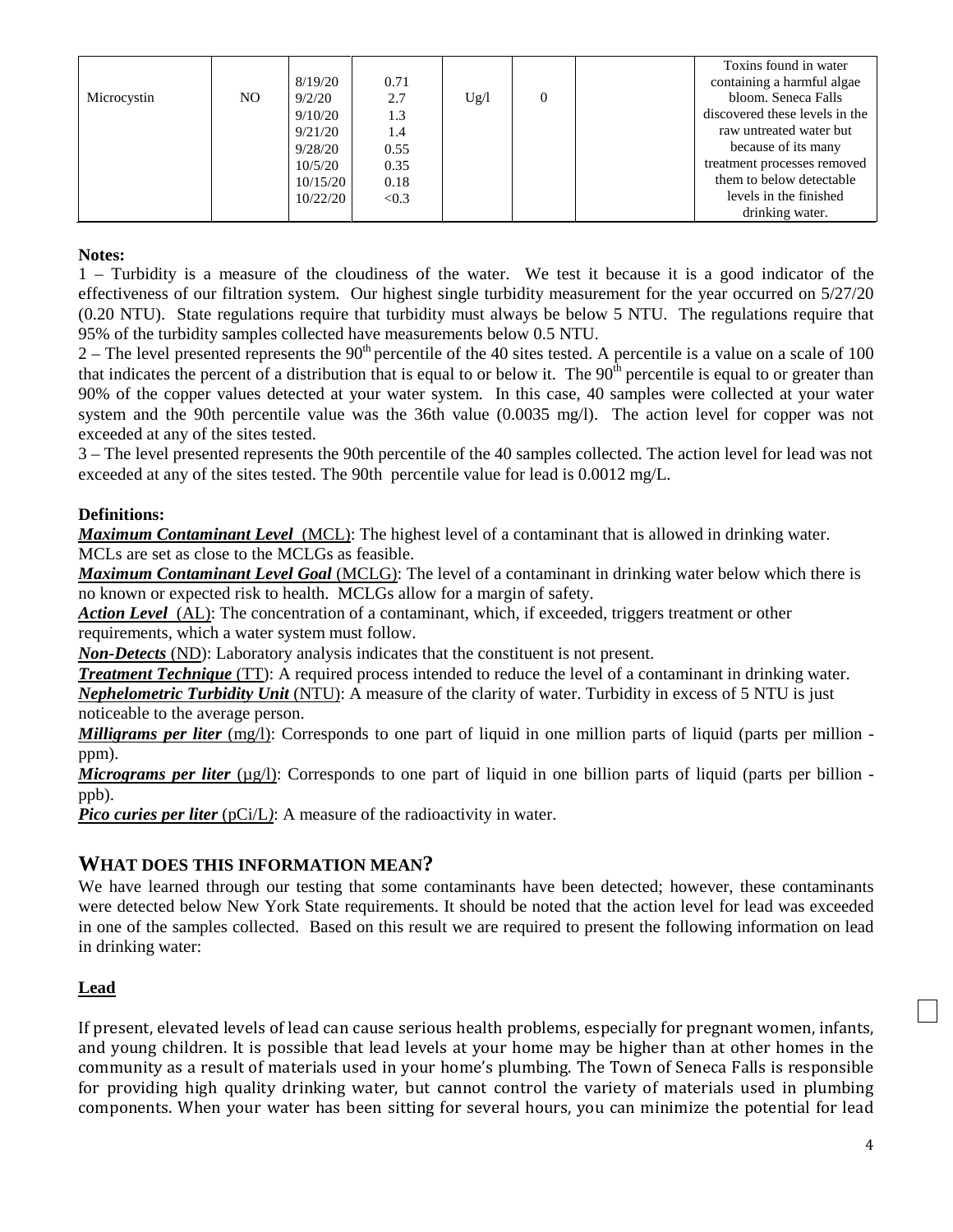| Microcystin | NO | 8/19/20<br>9/2/20<br>9/10/20<br>9/21/20<br>9/28/20<br>10/5/20<br>10/15/20<br>10/22/20 | 0.71<br>2.7<br>1.3<br>1.4<br>0.55<br>0.35<br>0.18<br><0.3 | Ug/l | 0 | | Toxins found in water containing a harmful algae bloom. Seneca Falls discovered these levels in the raw untreated water but because of its many treatment processes removed them to below detectable levels in the finished drinking water. |
|---|---|---|---|---|---|---|---|

**Notes:**

1 – Turbidity is a measure of the cloudiness of the water. We test it because it is a good indicator of the effectiveness of our filtration system. Our highest single turbidity measurement for the year occurred on 5/27/20 (0.20 NTU). State regulations require that turbidity must always be below 5 NTU. The regulations require that 95% of the turbidity samples collected have measurements below 0.5 NTU.

2 – The level presented represents the 90th percentile of the 40 sites tested. A percentile is a value on a scale of 100 that indicates the percent of a distribution that is equal to or below it. The 90th percentile is equal to or greater than 90% of the copper values detected at your water system. In this case, 40 samples were collected at your water system and the 90th percentile value was the 36th value (0.0035 mg/l). The action level for copper was not exceeded at any of the sites tested.

3 – The level presented represents the 90th percentile of the 40 samples collected. The action level for lead was not exceeded at any of the sites tested. The 90th percentile value for lead is 0.0012 mg/L.

**Definitions:**

***Maximum Contaminant Level*** (MCL): The highest level of a contaminant that is allowed in drinking water. MCLs are set as close to the MCLGs as feasible.

***Maximum Contaminant Level Goal*** (MCLG): The level of a contaminant in drinking water below which there is no known or expected risk to health. MCLGs allow for a margin of safety.

***Action Level*** (AL): The concentration of a contaminant, which, if exceeded, triggers treatment or other requirements, which a water system must follow.

***Non-Detects*** (ND): Laboratory analysis indicates that the constituent is not present.

***Treatment Technique*** (TT): A required process intended to reduce the level of a contaminant in drinking water.

***Nephelometric Turbidity Unit*** (NTU): A measure of the clarity of water. Turbidity in excess of 5 NTU is just noticeable to the average person.

***Milligrams per liter*** (mg/l): Corresponds to one part of liquid in one million parts of liquid (parts per million - ppm).

***Micrograms per liter*** (µg/l): Corresponds to one part of liquid in one billion parts of liquid (parts per billion - ppb).

***Pico curies per liter*** (pCi/L): A measure of the radioactivity in water.

## WHAT DOES THIS INFORMATION MEAN?

We have learned through our testing that some contaminants have been detected; however, these contaminants were detected below New York State requirements. It should be noted that the action level for lead was exceeded in one of the samples collected. Based on this result we are required to present the following information on lead in drinking water:

### Lead

If present, elevated levels of lead can cause serious health problems, especially for pregnant women, infants, and young children. It is possible that lead levels at your home may be higher than at other homes in the community as a result of materials used in your home's plumbing. The Town of Seneca Falls is responsible for providing high quality drinking water, but cannot control the variety of materials used in plumbing components. When your water has been sitting for several hours, you can minimize the potential for lead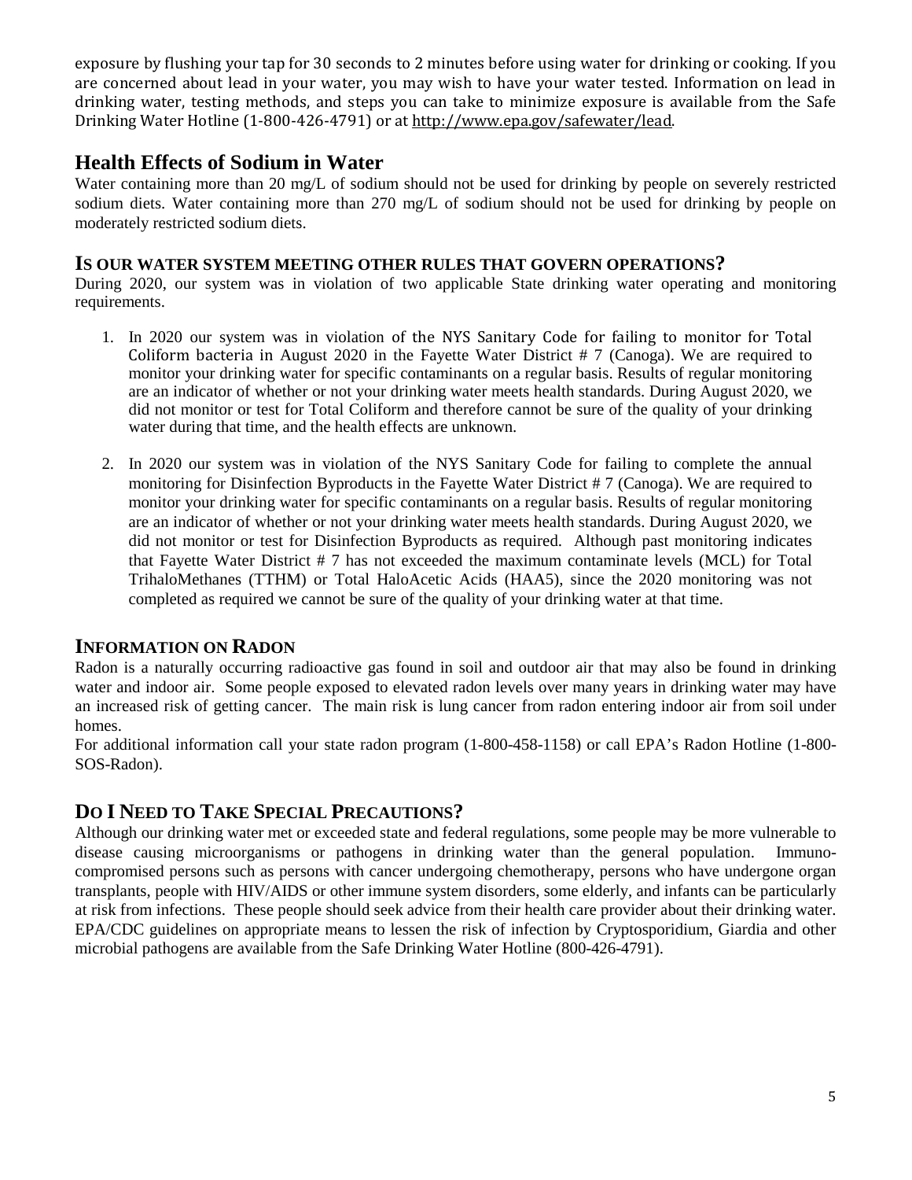exposure by flushing your tap for 30 seconds to 2 minutes before using water for drinking or cooking. If you are concerned about lead in your water, you may wish to have your water tested. Information on lead in drinking water, testing methods, and steps you can take to minimize exposure is available from the Safe Drinking Water Hotline (1-800-426-4791) or at http://www.epa.gov/safewater/lead.

## Health Effects of Sodium in Water

Water containing more than 20 mg/L of sodium should not be used for drinking by people on severely restricted sodium diets. Water containing more than 270 mg/L of sodium should not be used for drinking by people on moderately restricted sodium diets.

## IS OUR WATER SYSTEM MEETING OTHER RULES THAT GOVERN OPERATIONS?

During 2020, our system was in violation of two applicable State drinking water operating and monitoring requirements.

1. In 2020 our system was in violation of the NYS Sanitary Code for failing to monitor for Total Coliform bacteria in August 2020 in the Fayette Water District # 7 (Canoga). We are required to monitor your drinking water for specific contaminants on a regular basis. Results of regular monitoring are an indicator of whether or not your drinking water meets health standards. During August 2020, we did not monitor or test for Total Coliform and therefore cannot be sure of the quality of your drinking water during that time, and the health effects are unknown.

2. In 2020 our system was in violation of the NYS Sanitary Code for failing to complete the annual monitoring for Disinfection Byproducts in the Fayette Water District # 7 (Canoga). We are required to monitor your drinking water for specific contaminants on a regular basis. Results of regular monitoring are an indicator of whether or not your drinking water meets health standards. During August 2020, we did not monitor or test for Disinfection Byproducts as required. Although past monitoring indicates that Fayette Water District # 7 has not exceeded the maximum contaminate levels (MCL) for Total TrihaloMethanes (TTHM) or Total HaloAcetic Acids (HAA5), since the 2020 monitoring was not completed as required we cannot be sure of the quality of your drinking water at that time.

## INFORMATION ON RADON

Radon is a naturally occurring radioactive gas found in soil and outdoor air that may also be found in drinking water and indoor air. Some people exposed to elevated radon levels over many years in drinking water may have an increased risk of getting cancer. The main risk is lung cancer from radon entering indoor air from soil under homes.

For additional information call your state radon program (1-800-458-1158) or call EPA's Radon Hotline (1-800-SOS-Radon).

## DO I NEED TO TAKE SPECIAL PRECAUTIONS?

Although our drinking water met or exceeded state and federal regulations, some people may be more vulnerable to disease causing microorganisms or pathogens in drinking water than the general population. Immuno-compromised persons such as persons with cancer undergoing chemotherapy, persons who have undergone organ transplants, people with HIV/AIDS or other immune system disorders, some elderly, and infants can be particularly at risk from infections. These people should seek advice from their health care provider about their drinking water. EPA/CDC guidelines on appropriate means to lessen the risk of infection by Cryptosporidium, Giardia and other microbial pathogens are available from the Safe Drinking Water Hotline (800-426-4791).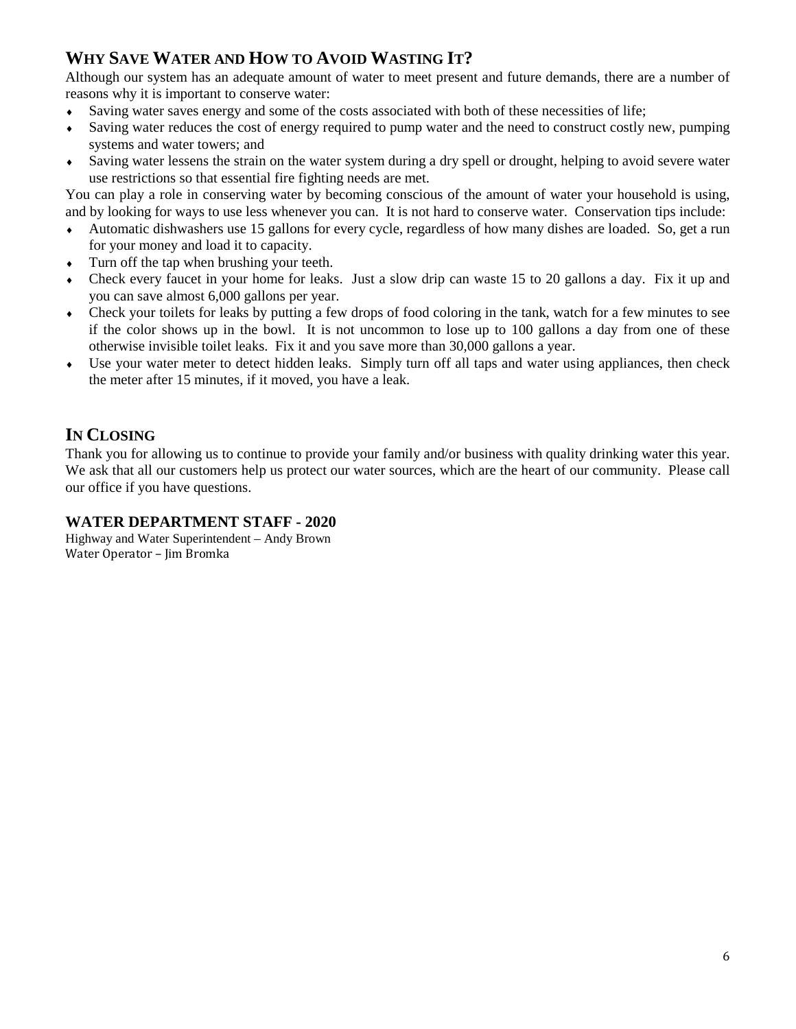## Why Save Water and How to Avoid Wasting It?

Although our system has an adequate amount of water to meet present and future demands, there are a number of reasons why it is important to conserve water:

- Saving water saves energy and some of the costs associated with both of these necessities of life;
- Saving water reduces the cost of energy required to pump water and the need to construct costly new, pumping systems and water towers; and
- Saving water lessens the strain on the water system during a dry spell or drought, helping to avoid severe water use restrictions so that essential fire fighting needs are met.

You can play a role in conserving water by becoming conscious of the amount of water your household is using, and by looking for ways to use less whenever you can. It is not hard to conserve water. Conservation tips include:

- Automatic dishwashers use 15 gallons for every cycle, regardless of how many dishes are loaded. So, get a run for your money and load it to capacity.
- Turn off the tap when brushing your teeth.
- Check every faucet in your home for leaks. Just a slow drip can waste 15 to 20 gallons a day. Fix it up and you can save almost 6,000 gallons per year.
- Check your toilets for leaks by putting a few drops of food coloring in the tank, watch for a few minutes to see if the color shows up in the bowl. It is not uncommon to lose up to 100 gallons a day from one of these otherwise invisible toilet leaks. Fix it and you save more than 30,000 gallons a year.
- Use your water meter to detect hidden leaks. Simply turn off all taps and water using appliances, then check the meter after 15 minutes, if it moved, you have a leak.

## In Closing

Thank you for allowing us to continue to provide your family and/or business with quality drinking water this year. We ask that all our customers help us protect our water sources, which are the heart of our community. Please call our office if you have questions.

### WATER DEPARTMENT STAFF - 2020

Highway and Water Superintendent – Andy Brown
Water Operator – Jim Bromka